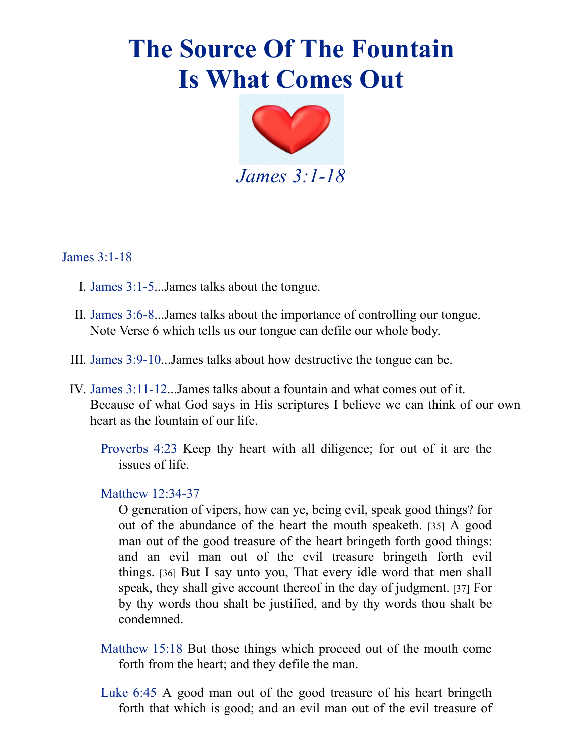# The Source Of The Fountain Is What Comes Out

*James 3:1-18*

James 3:1-18

I. James 3:1-5...James talks about the tongue.

II. James 3:6-8...James talks about the importance of controlling our tongue. Note Verse 6 which tells us our tongue can defile our whole body.

III. James 3:9-10...James talks about how destructive the tongue can be.

IV. James 3:11-12...James talks about a fountain and what comes out of it. Because of what God says in His scriptures I believe we can think of our own heart as the fountain of our life.

Proverbs 4:23 Keep thy heart with all diligence; for out of it are the issues of life.

Matthew 12:34-37
O generation of vipers, how can ye, being evil, speak good things? for out of the abundance of the heart the mouth speaketh. [35] A good man out of the good treasure of the heart bringeth forth good things: and an evil man out of the evil treasure bringeth forth evil things. [36] But I say unto you, That every idle word that men shall speak, they shall give account thereof in the day of judgment. [37] For by thy words thou shalt be justified, and by thy words thou shalt be condemned.

Matthew 15:18 But those things which proceed out of the mouth come forth from the heart; and they defile the man.

Luke 6:45 A good man out of the good treasure of his heart bringeth forth that which is good; and an evil man out of the evil treasure of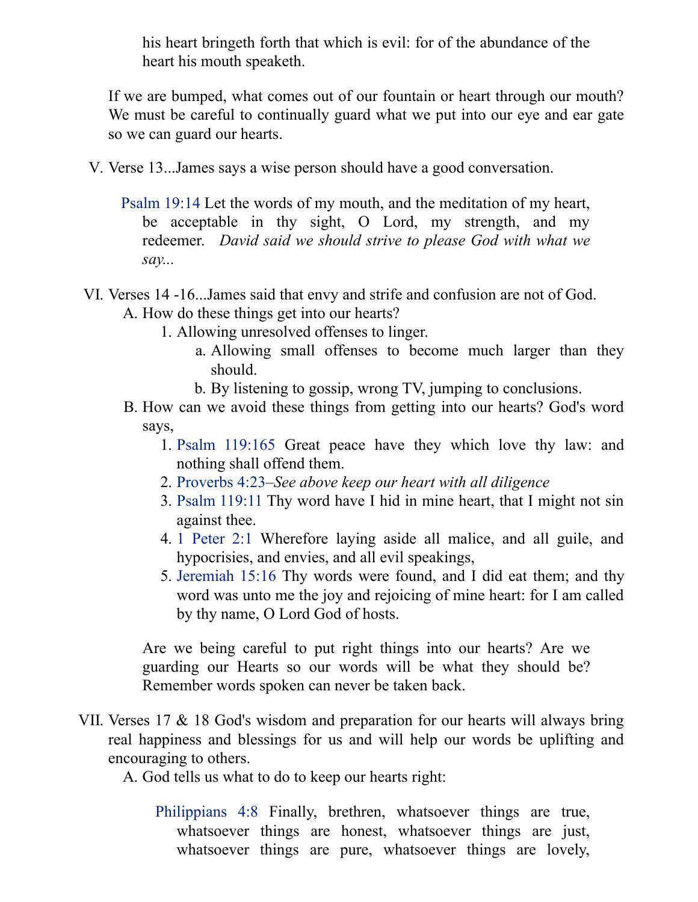his heart bringeth forth that which is evil: for of the abundance of the heart his mouth speaketh.

If we are bumped, what comes out of our fountain or heart through our mouth? We must be careful to continually guard what we put into our eye and ear gate so we can guard our hearts.

V. Verse 13...James says a wise person should have a good conversation.

Psalm 19:14 Let the words of my mouth, and the meditation of my heart, be acceptable in thy sight, O Lord, my strength, and my redeemer. *David said we should strive to please God with what we say...*

VI. Verses 14 -16...James said that envy and strife and confusion are not of God.
   A. How do these things get into our hearts?
      1. Allowing unresolved offenses to linger.
         a. Allowing small offenses to become much larger than they should.
         b. By listening to gossip, wrong TV, jumping to conclusions.
   B. How can we avoid these things from getting into our hearts? God's word says,
      1. Psalm 119:165 Great peace have they which love thy law: and nothing shall offend them.
      2. Proverbs 4:23–*See above keep our heart with all diligence*
      3. Psalm 119:11 Thy word have I hid in mine heart, that I might not sin against thee.
      4. 1 Peter 2:1 Wherefore laying aside all malice, and all guile, and hypocrisies, and envies, and all evil speakings,
      5. Jeremiah 15:16 Thy words were found, and I did eat them; and thy word was unto me the joy and rejoicing of mine heart: for I am called by thy name, O Lord God of hosts.

   Are we being careful to put right things into our hearts? Are we guarding our Hearts so our words will be what they should be? Remember words spoken can never be taken back.

VII. Verses 17 & 18 God's wisdom and preparation for our hearts will always bring real happiness and blessings for us and will help our words be uplifting and encouraging to others.
   A. God tells us what to do to keep our hearts right:

   Philippians 4:8 Finally, brethren, whatsoever things are true, whatsoever things are honest, whatsoever things are just, whatsoever things are pure, whatsoever things are lovely,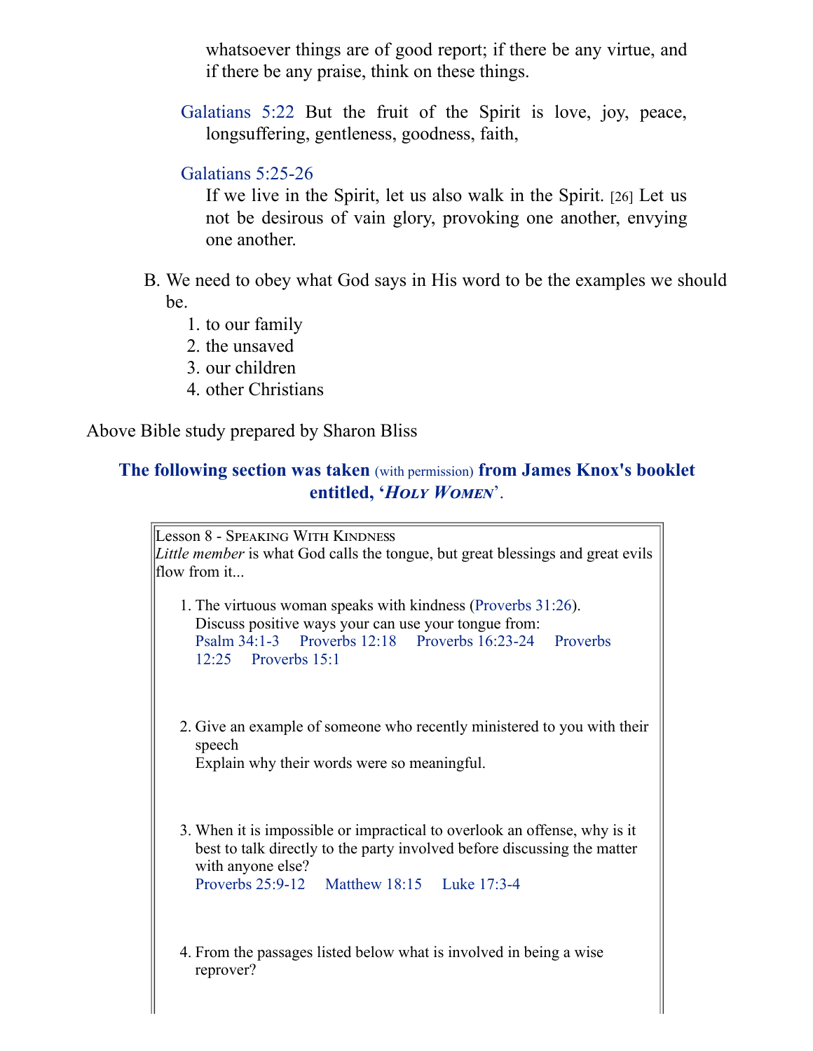whatsoever things are of good report; if there be any virtue, and if there be any praise, think on these things.

Galatians 5:22 But the fruit of the Spirit is love, joy, peace, longsuffering, gentleness, goodness, faith,

Galatians 5:25-26
If we live in the Spirit, let us also walk in the Spirit. [26] Let us not be desirous of vain glory, provoking one another, envying one another.

B. We need to obey what God says in His word to be the examples we should be.
   1. to our family
   2. the unsaved
   3. our children
   4. other Christians

Above Bible study prepared by Sharon Bliss

### **The following section was taken** (with permission) **from James Knox's booklet entitled, '*Holy Women*'.**

Lesson 8 - Speaking With Kindness
*Little member* is what God calls the tongue, but great blessings and great evils flow from it...

1. The virtuous woman speaks with kindness (Proverbs 31:26).
   Discuss positive ways your can use your tongue from:
   Psalm 34:1-3 Proverbs 12:18 Proverbs 16:23-24 Proverbs 12:25 Proverbs 15:1

2. Give an example of someone who recently ministered to you with their speech
   Explain why their words were so meaningful.

3. When it is impossible or impractical to overlook an offense, why is it best to talk directly to the party involved before discussing the matter with anyone else?
   Proverbs 25:9-12 Matthew 18:15 Luke 17:3-4

4. From the passages listed below what is involved in being a wise reprover?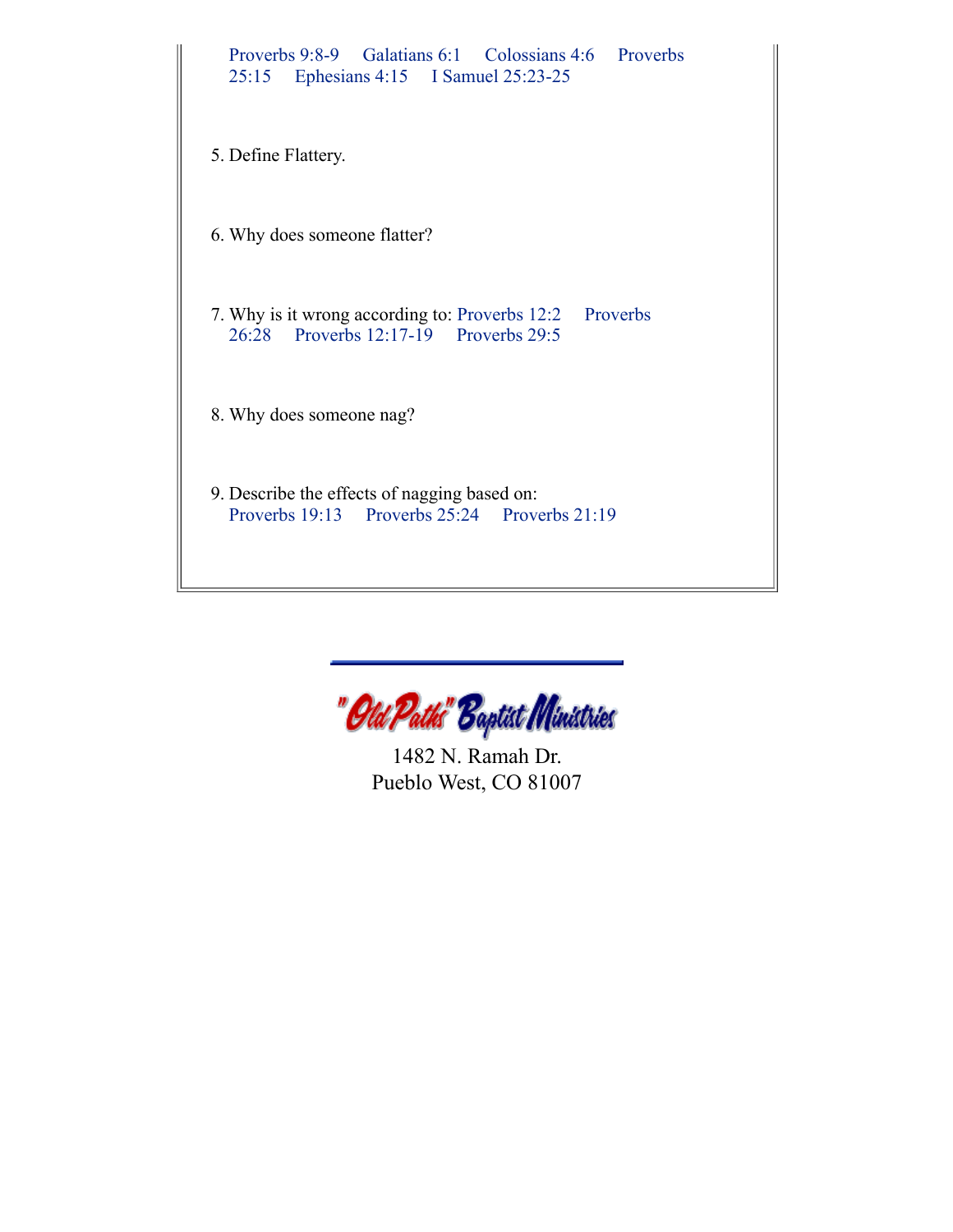Proverbs 9:8-9 Galatians 6:1 Colossians 4:6 Proverbs 25:15 Ephesians 4:15 I Samuel 25:23-25

5. Define Flattery.

6. Why does someone flatter?

7. Why is it wrong according to: Proverbs 12:2 Proverbs 26:28 Proverbs 12:17-19 Proverbs 29:5

8. Why does someone nag?

9. Describe the effects of nagging based on:
Proverbs 19:13 Proverbs 25:24 Proverbs 21:19

---

"Old Paths" Baptist Ministries

1482 N. Ramah Dr.
Pueblo West, CO 81007